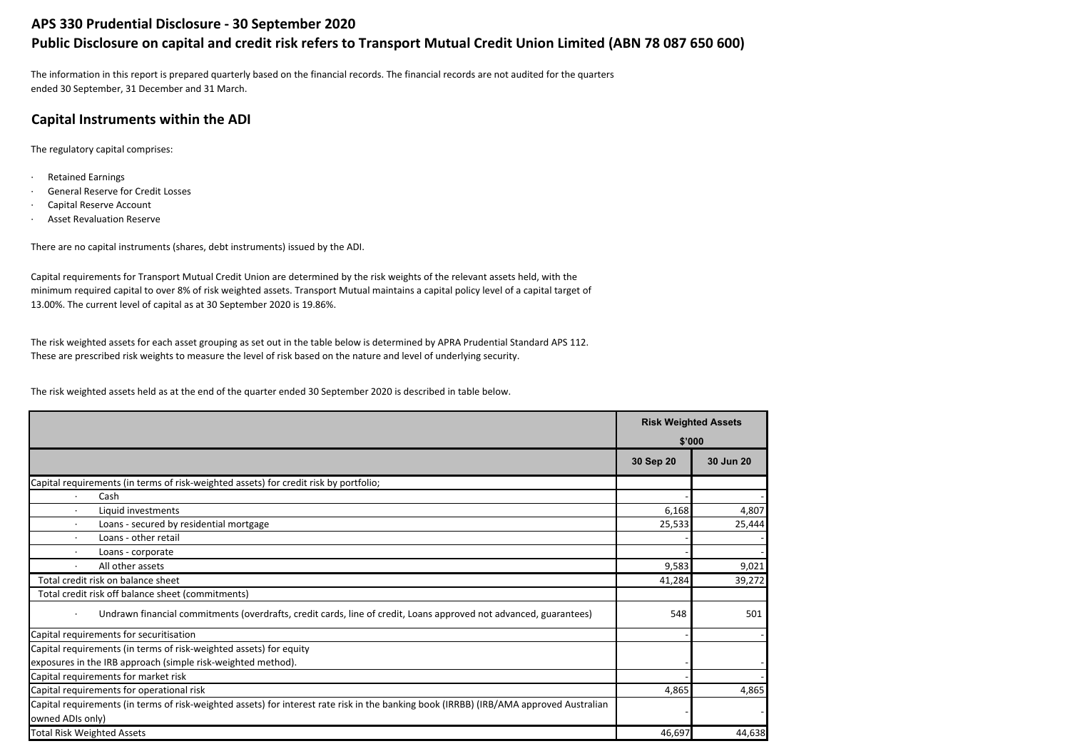# APS 330 Prudential Disclosure - 30 September 2020

## Public Disclosure on capital and credit risk refers to Transport Mutual Credit Union Limited (ABN 78 087 650 600)

The information in this report is prepared quarterly based on the financial records. The financial records are not audited for the quarters ended 30 September, 31 December and 31 March.

## Capital Instruments within the ADI

The regulatory capital comprises:

- Retained Earnings
- General Reserve for Credit Losses
- Capital Reserve Account
- Asset Revaluation Reserve

There are no capital instruments (shares, debt instruments) issued by the ADI.

Capital requirements for Transport Mutual Credit Union are determined by the risk weights of the relevant assets held, with the minimum required capital to over 8% of risk weighted assets. Transport Mutual maintains a capital policy level of a capital target of 13.00%. The current level of capital as at 30 September 2020 is 19.86%.

The risk weighted assets for each asset grouping as set out in the table below is determined by APRA Prudential Standard APS 112. These are prescribed risk weights to measure the level of risk based on the nature and level of underlying security.

The risk weighted assets held as at the end of the quarter ended 30 September 2020 is described in table below.

| | Risk Weighted Assets $'000 | |
|---|---|---|
| | 30 Sep 20 | 30 Jun 20 |
| Capital requirements (in terms of risk-weighted assets) for credit risk by portfolio; | | |
| · Cash | - | - |
| · Liquid investments | 6,168 | 4,807 |
| · Loans - secured by residential mortgage | 25,533 | 25,444 |
| · Loans - other retail | - | - |
| · Loans - corporate | - | - |
| · All other assets | 9,583 | 9,021 |
| Total credit risk on balance sheet | 41,284 | 39,272 |
| Total credit risk off balance sheet (commitments) | | |
| · Undrawn financial commitments (overdrafts, credit cards, line of credit, Loans approved not advanced, guarantees) | 548 | 501 |
| Capital requirements for securitisation | - | - |
| Capital requirements (in terms of risk-weighted assets) for equity exposures in the IRB approach (simple risk-weighted method). | - | - |
| Capital requirements for market risk | - | - |
| Capital requirements for operational risk | 4,865 | 4,865 |
| Capital requirements (in terms of risk-weighted assets) for interest rate risk in the banking book (IRRBB) (IRB/AMA approved Australian owned ADIs only) | - | - |
| Total Risk Weighted Assets | 46,697 | 44,638 |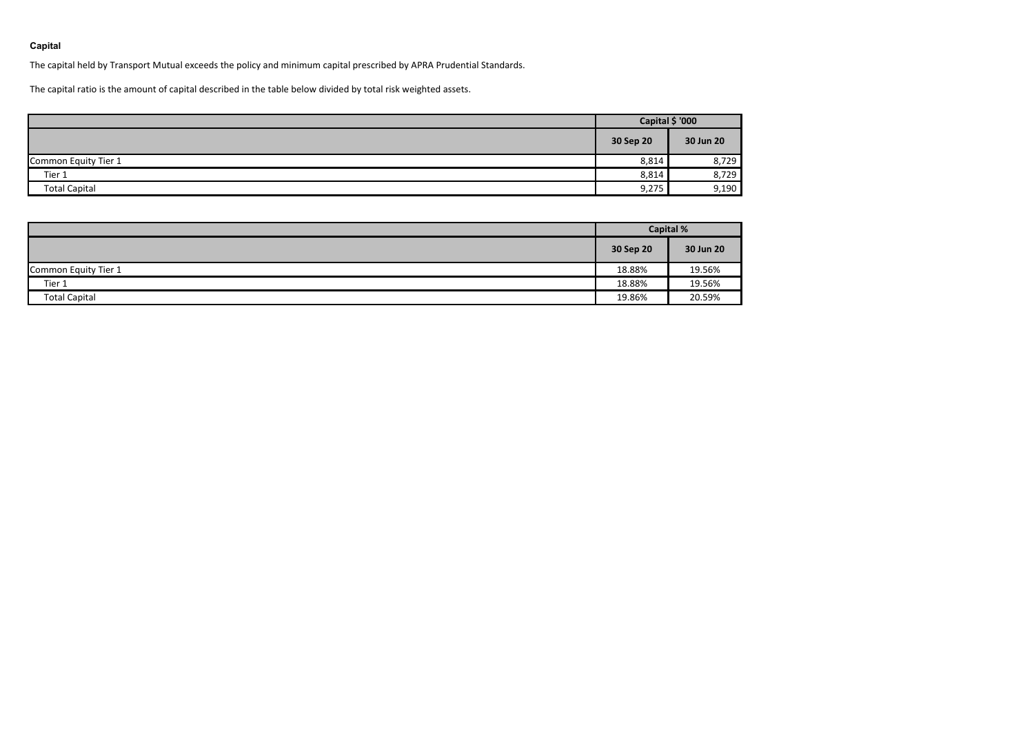**Capital**

The capital held by Transport Mutual exceeds the policy and minimum capital prescribed by APRA Prudential Standards.

The capital ratio is the amount of capital described in the table below divided by total risk weighted assets.

| | Capital $ '000 | |
|---|---|---|
| | 30 Sep 20 | 30 Jun 20 |
| Common Equity Tier 1 | 8,814 | 8,729 |
| Tier 1 | 8,814 | 8,729 |
| Total Capital | 9,275 | 9,190 |

| | Capital % | |
|---|---|---|
| | 30 Sep 20 | 30 Jun 20 |
| Common Equity Tier 1 | 18.88% | 19.56% |
| Tier 1 | 18.88% | 19.56% |
| Total Capital | 19.86% | 20.59% |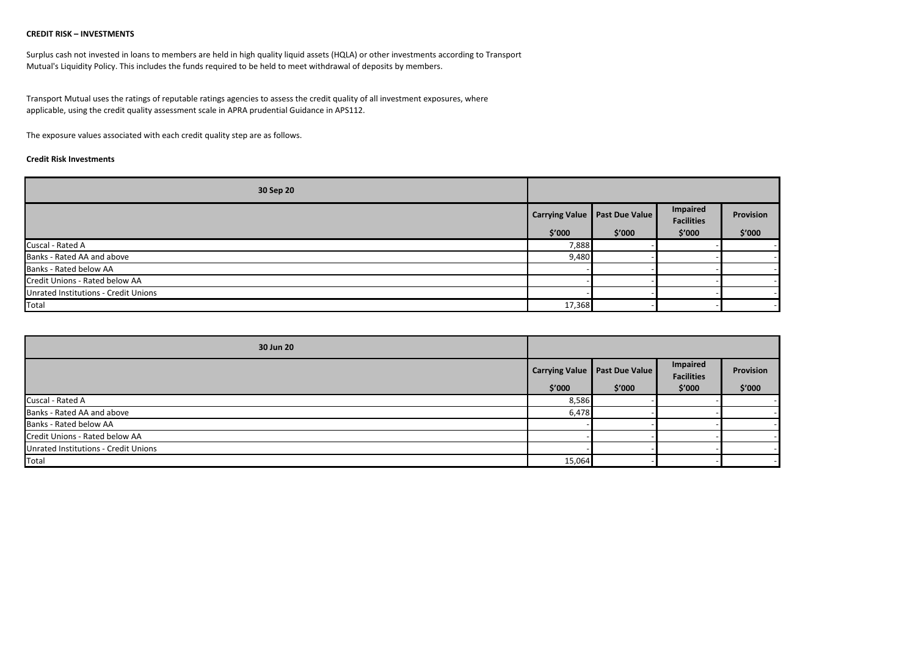**CREDIT RISK – INVESTMENTS**

Surplus cash not invested in loans to members are held in high quality liquid assets (HQLA) or other investments according to Transport Mutual's Liquidity Policy. This includes the funds required to be held to meet withdrawal of deposits by members.

Transport Mutual uses the ratings of reputable ratings agencies to assess the credit quality of all investment exposures, where applicable, using the credit quality assessment scale in APRA prudential Guidance in APS112.

The exposure values associated with each credit quality step are as follows.

**Credit Risk Investments**

| 30 Sep 20 | | | | |
|---|---|---|---|---|
| | Carrying Value $'000 | Past Due Value $'000 | Impaired Facilities $'000 | Provision $'000 |
| Cuscal - Rated A | 7,888 | - | - | - |
| Banks - Rated AA and above | 9,480 | - | - | - |
| Banks - Rated below AA | - | - | - | - |
| Credit Unions - Rated below AA | - | - | - | - |
| Unrated Institutions - Credit Unions | - | - | - | - |
| Total | 17,368 | - | - | - |

| 30 Jun 20 | | | | |
|---|---|---|---|---|
| | Carrying Value $'000 | Past Due Value $'000 | Impaired Facilities $'000 | Provision $'000 |
| Cuscal - Rated A | 8,586 | - | - | - |
| Banks - Rated AA and above | 6,478 | - | - | - |
| Banks - Rated below AA | - | - | - | - |
| Credit Unions - Rated below AA | - | - | - | - |
| Unrated Institutions - Credit Unions | - | - | - | - |
| Total | 15,064 | - | - | - |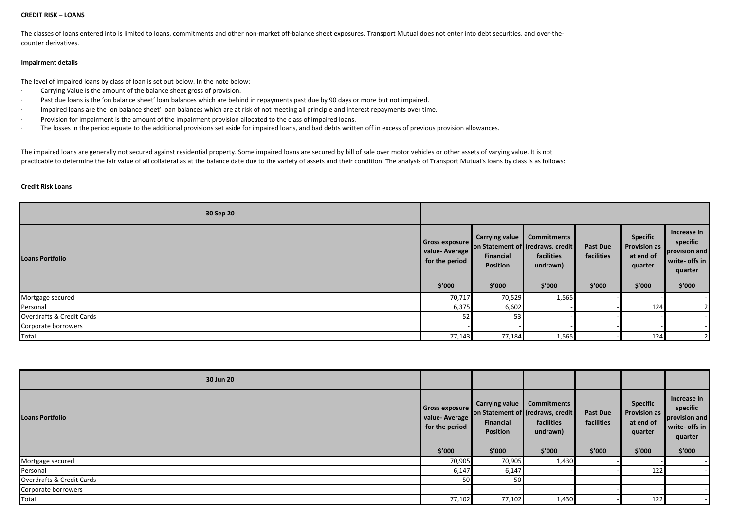**CREDIT RISK – LOANS**

The classes of loans entered into is limited to loans, commitments and other non-market off-balance sheet exposures. Transport Mutual does not enter into debt securities, and over-the-counter derivatives.

**Impairment details**

The level of impaired loans by class of loan is set out below. In the note below:

- Carrying Value is the amount of the balance sheet gross of provision.
- Past due loans is the 'on balance sheet' loan balances which are behind in repayments past due by 90 days or more but not impaired.
- Impaired loans are the 'on balance sheet' loan balances which are at risk of not meeting all principle and interest repayments over time.
- Provision for impairment is the amount of the impairment provision allocated to the class of impaired loans.
- The losses in the period equate to the additional provisions set aside for impaired loans, and bad debts written off in excess of previous provision allowances.

The impaired loans are generally not secured against residential property. Some impaired loans are secured by bill of sale over motor vehicles or other assets of varying value. It is not practicable to determine the fair value of all collateral as at the balance date due to the variety of assets and their condition. The analysis of Transport Mutual's loans by class is as follows:

**Credit Risk Loans**

| 30 Sep 20 | | | | | | |
|---|---|---|---|---|---|---|
| Loans Portfolio | Gross exposure value- Average for the period | Carrying value on Statement of Financial Position | Commitments (redraws, credit facilities undrawn) | Past Due facilities | Specific Provision as at end of quarter | Increase in specific provision and write- offs in quarter |
| | $'000 | $'000 | $'000 | $'000 | $'000 | $'000 |
| Mortgage secured | 70,717 | 70,529 | 1,565 | - | - | - |
| Personal | 6,375 | 6,602 | - | - | 124 | 2 |
| Overdrafts & Credit Cards | 52 | 53 | - | - | - | - |
| Corporate borrowers | - | - | - | - | - | - |
| Total | 77,143 | 77,184 | 1,565 | - | 124 | 2 |

| 30 Jun 20 | | | | | | |
|---|---|---|---|---|---|---|
| Loans Portfolio | Gross exposure value- Average for the period | Carrying value on Statement of Financial Position | Commitments (redraws, credit facilities undrawn) | Past Due facilities | Specific Provision as at end of quarter | Increase in specific provision and write- offs in quarter |
| | $'000 | $'000 | $'000 | $'000 | $'000 | $'000 |
| Mortgage secured | 70,905 | 70,905 | 1,430 | - | - | - |
| Personal | 6,147 | 6,147 | - | - | 122 | - |
| Overdrafts & Credit Cards | 50 | 50 | - | - | - | - |
| Corporate borrowers | - | - | - | - | - | - |
| Total | 77,102 | 77,102 | 1,430 | - | 122 | - |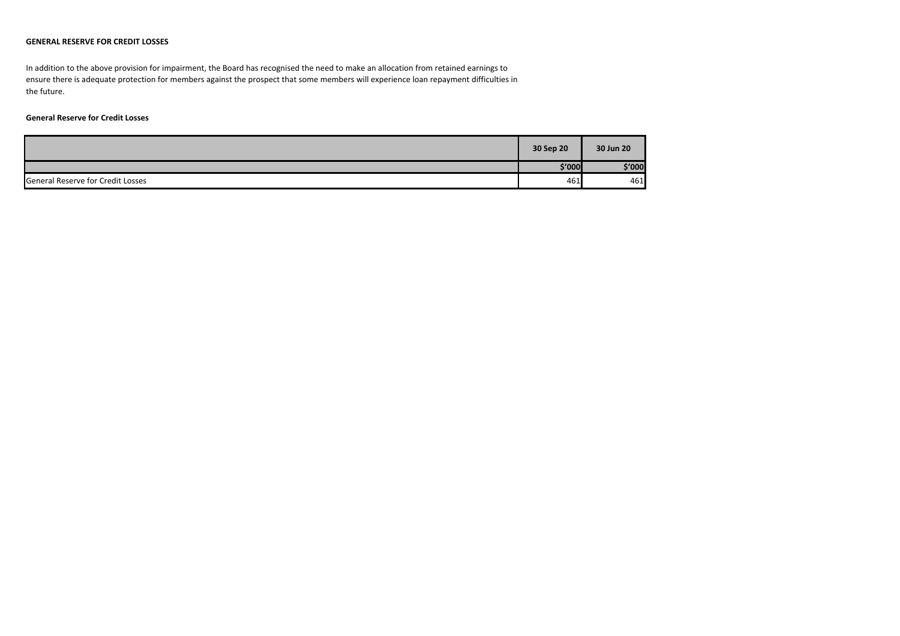## GENERAL RESERVE FOR CREDIT LOSSES

In addition to the above provision for impairment, the Board has recognised the need to make an allocation from retained earnings to ensure there is adequate protection for members against the prospect that some members will experience loan repayment difficulties in the future.

### General Reserve for Credit Losses

| | 30 Sep 20 | 30 Jun 20 |
|---|---|---|
| | $'000 | $'000 |
| General Reserve for Credit Losses | 461 | 461 |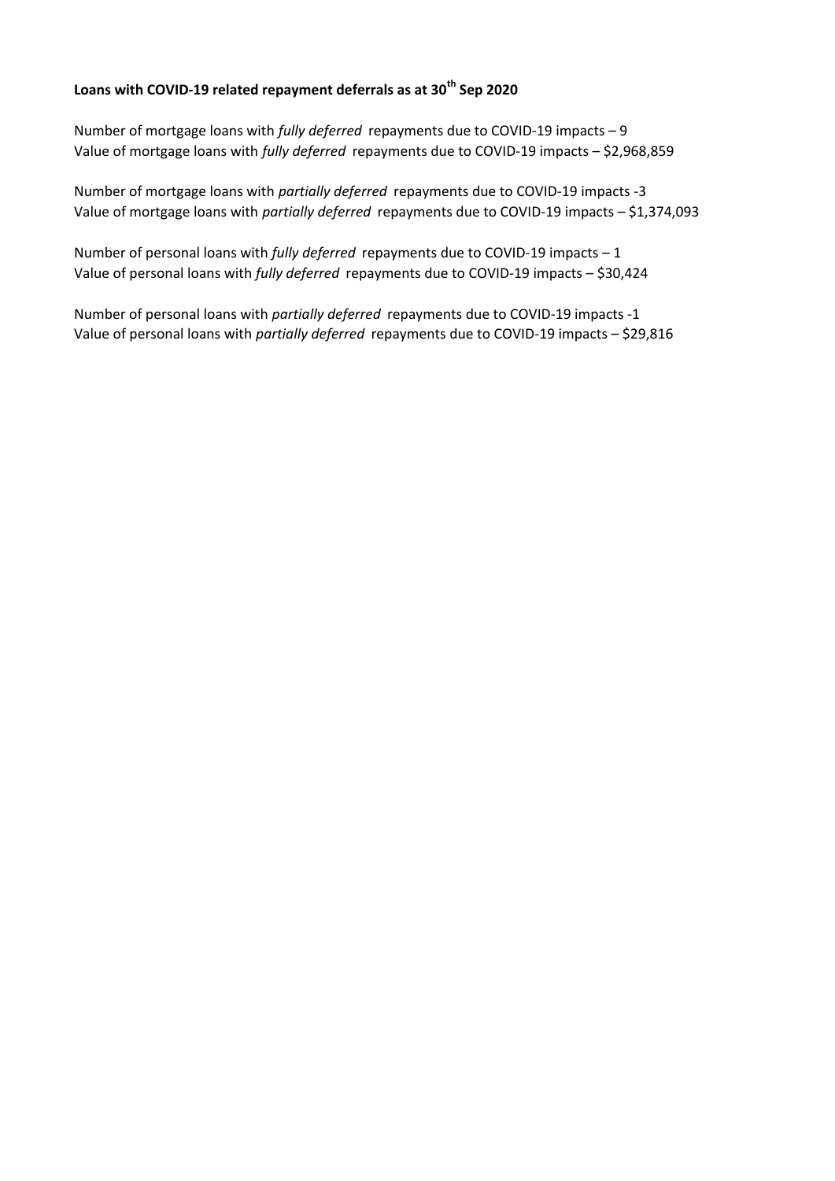**Loans with COVID-19 related repayment deferrals as at 30th Sep 2020**

Number of mortgage loans with *fully deferred* repayments due to COVID-19 impacts – 9
Value of mortgage loans with *fully deferred* repayments due to COVID-19 impacts – $2,968,859

Number of mortgage loans with *partially deferred* repayments due to COVID-19 impacts -3
Value of mortgage loans with *partially deferred* repayments due to COVID-19 impacts – $1,374,093

Number of personal loans with *fully deferred* repayments due to COVID-19 impacts – 1
Value of personal loans with *fully deferred* repayments due to COVID-19 impacts – $30,424

Number of personal loans with *partially deferred* repayments due to COVID-19 impacts -1
Value of personal loans with *partially deferred* repayments due to COVID-19 impacts – $29,816